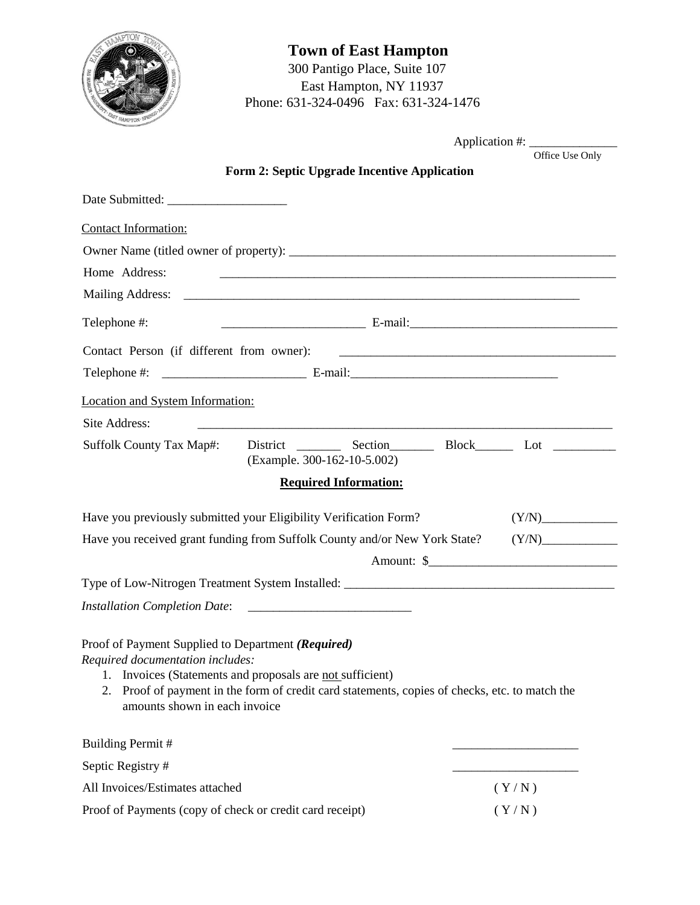# Town of East Hampton

300 Pantigo Place, Suite 107
East Hampton, NY 11937
Phone: 631-324-0496 Fax: 631-324-1476

Application #: ______________
Office Use Only

## Form 2: Septic Upgrade Incentive Application

Date Submitted: ___________________

Contact Information:

Owner Name (titled owner of property): ______________________________________________________

Home Address: ________________________________________________________________

Mailing Address: ________________________________________________________________

Telephone #: ______________________ E-mail:________________________________

Contact Person (if different from owner): ____________________________________________

Telephone #: ______________________ E-mail:________________________________

Location and System Information:

Site Address: ________________________________________________________________

Suffolk County Tax Map#: District _______ Section_______ Block______ Lot _________
(Example. 300-162-10-5.002)

**Required Information:**

Have you previously submitted your Eligibility Verification Form? (Y/N)____________

Have you received grant funding from Suffolk County and/or New York State? (Y/N)____________

Amount: $_____________________________

Type of Low-Nitrogen Treatment System Installed: ________________________________________

*Installation Completion Date*: __________________________

Proof of Payment Supplied to Department ***(Required)***

*Required documentation includes:*

1. Invoices (Statements and proposals are not sufficient)
2. Proof of payment in the form of credit card statements, copies of checks, etc. to match the amounts shown in each invoice

Building Permit # ____________________

Septic Registry # ____________________

All Invoices/Estimates attached ( Y / N )

Proof of Payments (copy of check or credit card receipt) ( Y / N )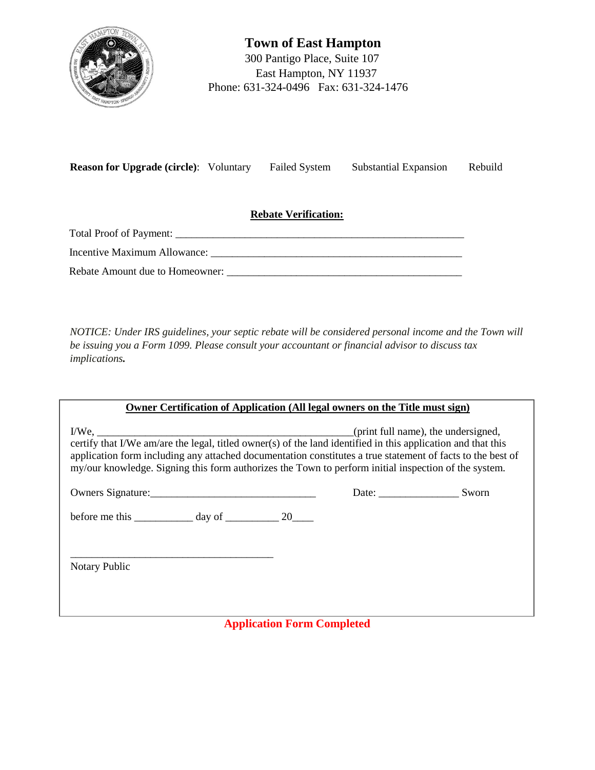# Town of East Hampton

300 Pantigo Place, Suite 107
East Hampton, NY 11937
Phone: 631-324-0496 Fax: 631-324-1476

**Reason for Upgrade (circle)**: Voluntary Failed System Substantial Expansion Rebuild

**Rebate Verification:**

Total Proof of Payment: ________________________________________________________

Incentive Maximum Allowance: ________________________________________________

Rebate Amount due to Homeowner: _____________________________________________

*NOTICE: Under IRS guidelines, your septic rebate will be considered personal income and the Town will be issuing you a Form 1099. Please consult your accountant or financial advisor to discuss tax implications.*

**Owner Certification of Application (All legal owners on the Title must sign)**

I/We, __________________________________________________(print full name), the undersigned, certify that I/We am/are the legal, titled owner(s) of the land identified in this application and that this application form including any attached documentation constitutes a true statement of facts to the best of my/our knowledge. Signing this form authorizes the Town to perform initial inspection of the system.

Owners Signature:_______________________________ Date: _______________ Sworn

before me this ___________ day of __________ 20____

_______________________________________
Notary Public

**Application Form Completed**